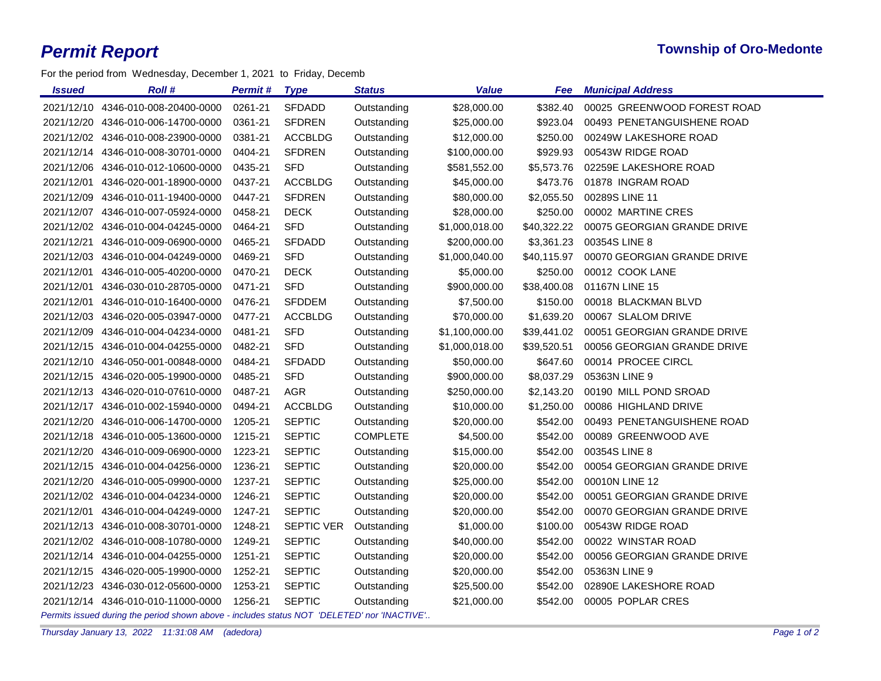# Permit Report

**Township of Oro-Medonte**

For the period from Wednesday, December 1, 2021 to Friday, Decemb

| Issued | Roll # | Permit # | Type | Status | Value | Fee | Municipal Address |
|---|---|---|---|---|---|---|---|
| 2021/12/10 | 4346-010-008-20400-0000 | 0261-21 | SFDADD | Outstanding | $28,000.00 | $382.40 | 00025 GREENWOOD FOREST ROAD |
| 2021/12/20 | 4346-010-006-14700-0000 | 0361-21 | SFDREN | Outstanding | $25,000.00 | $923.04 | 00493 PENETANGUISHENE ROAD |
| 2021/12/02 | 4346-010-008-23900-0000 | 0381-21 | ACCBLDG | Outstanding | $12,000.00 | $250.00 | 00249W LAKESHORE ROAD |
| 2021/12/14 | 4346-010-008-30701-0000 | 0404-21 | SFDREN | Outstanding | $100,000.00 | $929.93 | 00543W RIDGE ROAD |
| 2021/12/06 | 4346-010-012-10600-0000 | 0435-21 | SFD | Outstanding | $581,552.00 | $5,573.76 | 02259E LAKESHORE ROAD |
| 2021/12/01 | 4346-020-001-18900-0000 | 0437-21 | ACCBLDG | Outstanding | $45,000.00 | $473.76 | 01878 INGRAM ROAD |
| 2021/12/09 | 4346-010-011-19400-0000 | 0447-21 | SFDREN | Outstanding | $80,000.00 | $2,055.50 | 00289S LINE 11 |
| 2021/12/07 | 4346-010-007-05924-0000 | 0458-21 | DECK | Outstanding | $28,000.00 | $250.00 | 00002 MARTINE CRES |
| 2021/12/02 | 4346-010-004-04245-0000 | 0464-21 | SFD | Outstanding | $1,000,018.00 | $40,322.22 | 00075 GEORGIAN GRANDE DRIVE |
| 2021/12/21 | 4346-010-009-06900-0000 | 0465-21 | SFDADD | Outstanding | $200,000.00 | $3,361.23 | 00354S LINE 8 |
| 2021/12/03 | 4346-010-004-04249-0000 | 0469-21 | SFD | Outstanding | $1,000,040.00 | $40,115.97 | 00070 GEORGIAN GRANDE DRIVE |
| 2021/12/01 | 4346-010-005-40200-0000 | 0470-21 | DECK | Outstanding | $5,000.00 | $250.00 | 00012 COOK LANE |
| 2021/12/01 | 4346-030-010-28705-0000 | 0471-21 | SFD | Outstanding | $900,000.00 | $38,400.08 | 01167N LINE 15 |
| 2021/12/01 | 4346-010-010-16400-0000 | 0476-21 | SFDDEM | Outstanding | $7,500.00 | $150.00 | 00018 BLACKMAN BLVD |
| 2021/12/03 | 4346-020-005-03947-0000 | 0477-21 | ACCBLDG | Outstanding | $70,000.00 | $1,639.20 | 00067 SLALOM DRIVE |
| 2021/12/09 | 4346-010-004-04234-0000 | 0481-21 | SFD | Outstanding | $1,100,000.00 | $39,441.02 | 00051 GEORGIAN GRANDE DRIVE |
| 2021/12/15 | 4346-010-004-04255-0000 | 0482-21 | SFD | Outstanding | $1,000,018.00 | $39,520.51 | 00056 GEORGIAN GRANDE DRIVE |
| 2021/12/10 | 4346-050-001-00848-0000 | 0484-21 | SFDADD | Outstanding | $50,000.00 | $647.60 | 00014 PROCEE CIRCL |
| 2021/12/15 | 4346-020-005-19900-0000 | 0485-21 | SFD | Outstanding | $900,000.00 | $8,037.29 | 05363N LINE 9 |
| 2021/12/13 | 4346-020-010-07610-0000 | 0487-21 | AGR | Outstanding | $250,000.00 | $2,143.20 | 00190 MILL POND SROAD |
| 2021/12/17 | 4346-010-002-15940-0000 | 0494-21 | ACCBLDG | Outstanding | $10,000.00 | $1,250.00 | 00086 HIGHLAND DRIVE |
| 2021/12/20 | 4346-010-006-14700-0000 | 1205-21 | SEPTIC | Outstanding | $20,000.00 | $542.00 | 00493 PENETANGUISHENE ROAD |
| 2021/12/18 | 4346-010-005-13600-0000 | 1215-21 | SEPTIC | COMPLETE | $4,500.00 | $542.00 | 00089 GREENWOOD AVE |
| 2021/12/20 | 4346-010-009-06900-0000 | 1223-21 | SEPTIC | Outstanding | $15,000.00 | $542.00 | 00354S LINE 8 |
| 2021/12/15 | 4346-010-004-04256-0000 | 1236-21 | SEPTIC | Outstanding | $20,000.00 | $542.00 | 00054 GEORGIAN GRANDE DRIVE |
| 2021/12/20 | 4346-010-005-09900-0000 | 1237-21 | SEPTIC | Outstanding | $25,000.00 | $542.00 | 00010N LINE 12 |
| 2021/12/02 | 4346-010-004-04234-0000 | 1246-21 | SEPTIC | Outstanding | $20,000.00 | $542.00 | 00051 GEORGIAN GRANDE DRIVE |
| 2021/12/01 | 4346-010-004-04249-0000 | 1247-21 | SEPTIC | Outstanding | $20,000.00 | $542.00 | 00070 GEORGIAN GRANDE DRIVE |
| 2021/12/13 | 4346-010-008-30701-0000 | 1248-21 | SEPTIC VER | Outstanding | $1,000.00 | $100.00 | 00543W RIDGE ROAD |
| 2021/12/02 | 4346-010-008-10780-0000 | 1249-21 | SEPTIC | Outstanding | $40,000.00 | $542.00 | 00022 WINSTAR ROAD |
| 2021/12/14 | 4346-010-004-04255-0000 | 1251-21 | SEPTIC | Outstanding | $20,000.00 | $542.00 | 00056 GEORGIAN GRANDE DRIVE |
| 2021/12/15 | 4346-020-005-19900-0000 | 1252-21 | SEPTIC | Outstanding | $20,000.00 | $542.00 | 05363N LINE 9 |
| 2021/12/23 | 4346-030-012-05600-0000 | 1253-21 | SEPTIC | Outstanding | $25,500.00 | $542.00 | 02890E LAKESHORE ROAD |
| 2021/12/14 | 4346-010-010-11000-0000 | 1256-21 | SEPTIC | Outstanding | $21,000.00 | $542.00 | 00005 POPLAR CRES |

*Permits issued during the period shown above - includes status NOT 'DELETED' nor 'INACTIVE'..*

*Thursday January 13, 2022 11:31:08 AM (adedora)*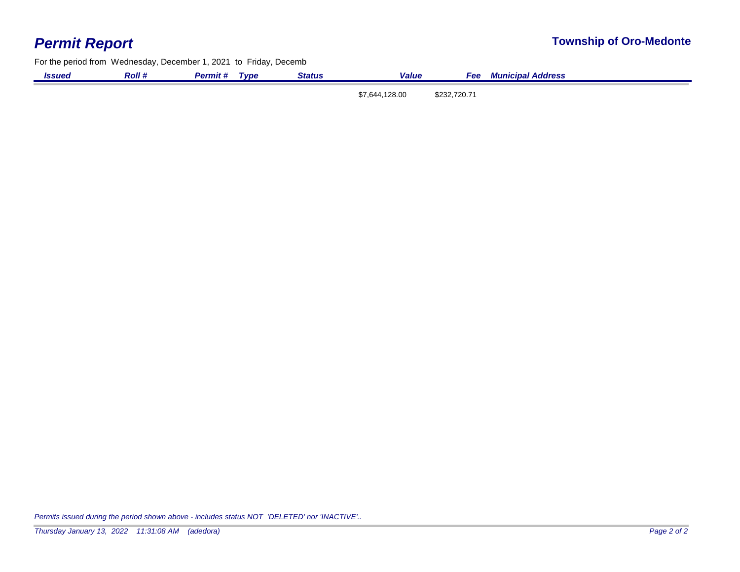# *Permit Report*

**Township of Oro-Medonte**

For the period from Wednesday, December 1, 2021 to Friday, Decemb

| *Issued* | *Roll #* | *Permit #* | *Type* | *Status* | *Value* | *Fee* | *Municipal Address* |
|---|---|---|---|---|---|---|---|
| | | | | | $7,644,128.00 | $232,720.71 | |

*Permits issued during the period shown above - includes status NOT 'DELETED' nor 'INACTIVE'..*

*Thursday January 13, 2022 11:31:08 AM (adedora)*